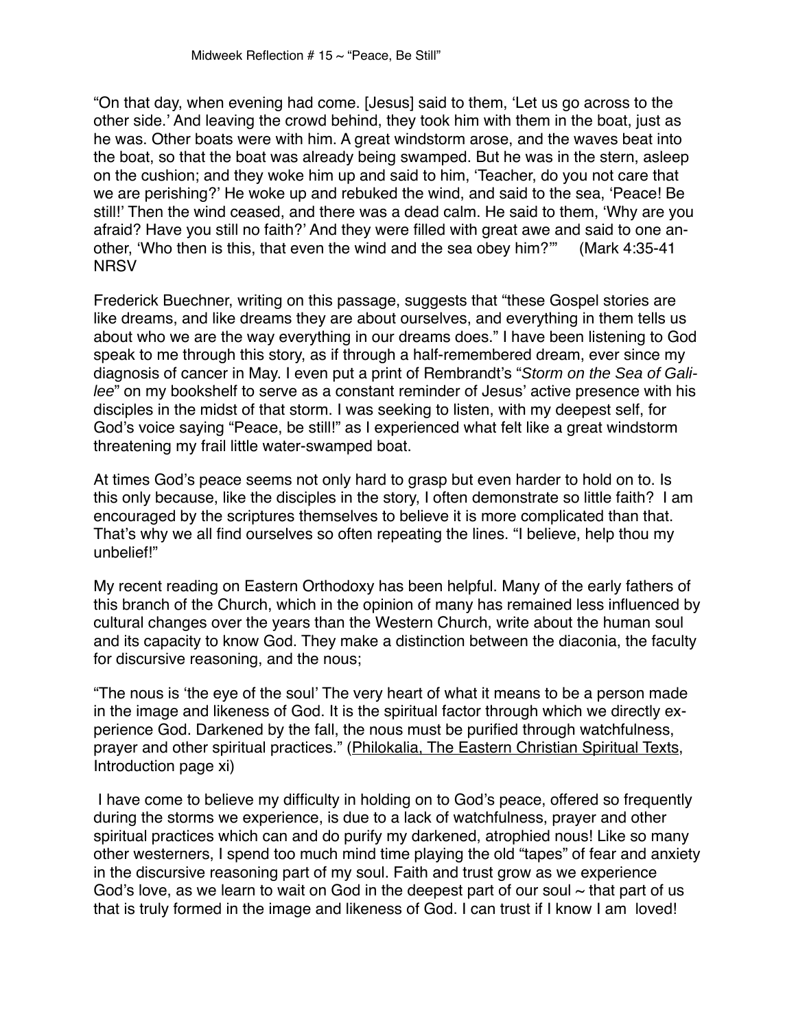Midweek Reflection # 15 ~ "Peace, Be Still"

"On that day, when evening had come. [Jesus] said to them, 'Let us go across to the other side.' And leaving the crowd behind, they took him with them in the boat, just as he was. Other boats were with him. A great windstorm arose, and the waves beat into the boat, so that the boat was already being swamped. But he was in the stern, asleep on the cushion; and they woke him up and said to him, 'Teacher, do you not care that we are perishing?' He woke up and rebuked the wind, and said to the sea, 'Peace! Be still!' Then the wind ceased, and there was a dead calm. He said to them, 'Why are you afraid? Have you still no faith?' And they were filled with great awe and said to one another, 'Who then is this, that even the wind and the sea obey him?'" (Mark 4:35-41 NRSV

Frederick Buechner, writing on this passage, suggests that "these Gospel stories are like dreams, and like dreams they are about ourselves, and everything in them tells us about who we are the way everything in our dreams does." I have been listening to God speak to me through this story, as if through a half-remembered dream, ever since my diagnosis of cancer in May. I even put a print of Rembrandt's "*Storm on the Sea of Galilee*" on my bookshelf to serve as a constant reminder of Jesus' active presence with his disciples in the midst of that storm. I was seeking to listen, with my deepest self, for God's voice saying "Peace, be still!" as I experienced what felt like a great windstorm threatening my frail little water-swamped boat.

At times God's peace seems not only hard to grasp but even harder to hold on to. Is this only because, like the disciples in the story, I often demonstrate so little faith? I am encouraged by the scriptures themselves to believe it is more complicated than that. That's why we all find ourselves so often repeating the lines. "I believe, help thou my unbelief!"

My recent reading on Eastern Orthodoxy has been helpful. Many of the early fathers of this branch of the Church, which in the opinion of many has remained less influenced by cultural changes over the years than the Western Church, write about the human soul and its capacity to know God. They make a distinction between the diaconia, the faculty for discursive reasoning, and the nous;

"The nous is 'the eye of the soul' The very heart of what it means to be a person made in the image and likeness of God. It is the spiritual factor through which we directly experience God. Darkened by the fall, the nous must be purified through watchfulness, prayer and other spiritual practices." (Philokalia, The Eastern Christian Spiritual Texts, Introduction page xi)

I have come to believe my difficulty in holding on to God's peace, offered so frequently during the storms we experience, is due to a lack of watchfulness, prayer and other spiritual practices which can and do purify my darkened, atrophied nous! Like so many other westerners, I spend too much mind time playing the old "tapes" of fear and anxiety in the discursive reasoning part of my soul. Faith and trust grow as we experience God's love, as we learn to wait on God in the deepest part of our soul ~ that part of us that is truly formed in the image and likeness of God. I can trust if I know I am loved!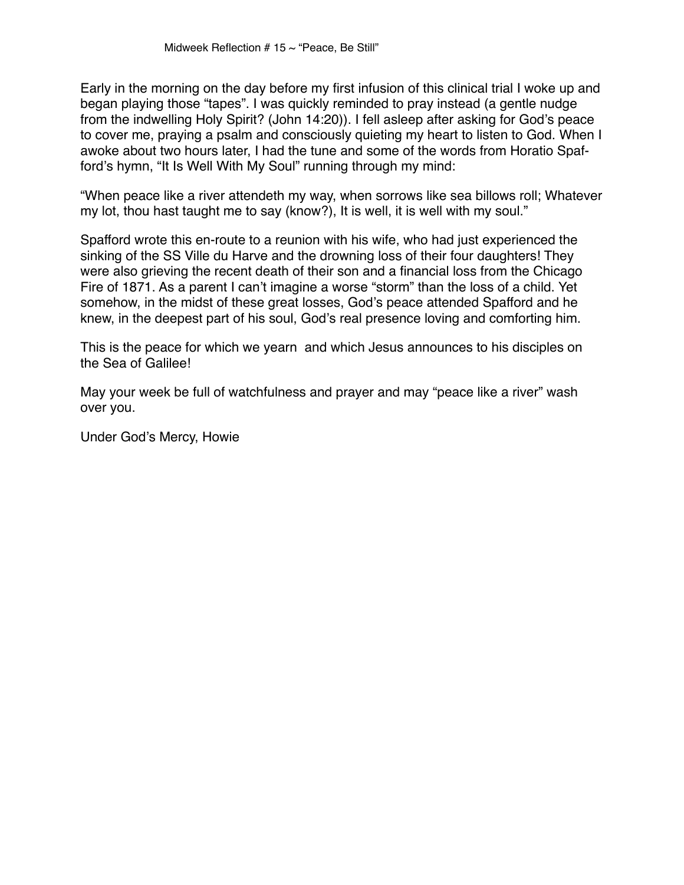Early in the morning on the day before my first infusion of this clinical trial I woke up and began playing those "tapes". I was quickly reminded to pray instead (a gentle nudge from the indwelling Holy Spirit? (John 14:20)). I fell asleep after asking for God's peace to cover me, praying a psalm and consciously quieting my heart to listen to God. When I awoke about two hours later, I had the tune and some of the words from Horatio Spafford's hymn, "It Is Well With My Soul" running through my mind:

"When peace like a river attendeth my way, when sorrows like sea billows roll; Whatever my lot, thou hast taught me to say (know?), It is well, it is well with my soul."

Spafford wrote this en-route to a reunion with his wife, who had just experienced the sinking of the SS Ville du Harve and the drowning loss of their four daughters! They were also grieving the recent death of their son and a financial loss from the Chicago Fire of 1871. As a parent I can't imagine a worse "storm" than the loss of a child. Yet somehow, in the midst of these great losses, God's peace attended Spafford and he knew, in the deepest part of his soul, God's real presence loving and comforting him.

This is the peace for which we yearn and which Jesus announces to his disciples on the Sea of Galilee!

May your week be full of watchfulness and prayer and may "peace like a river" wash over you.

Under God's Mercy, Howie